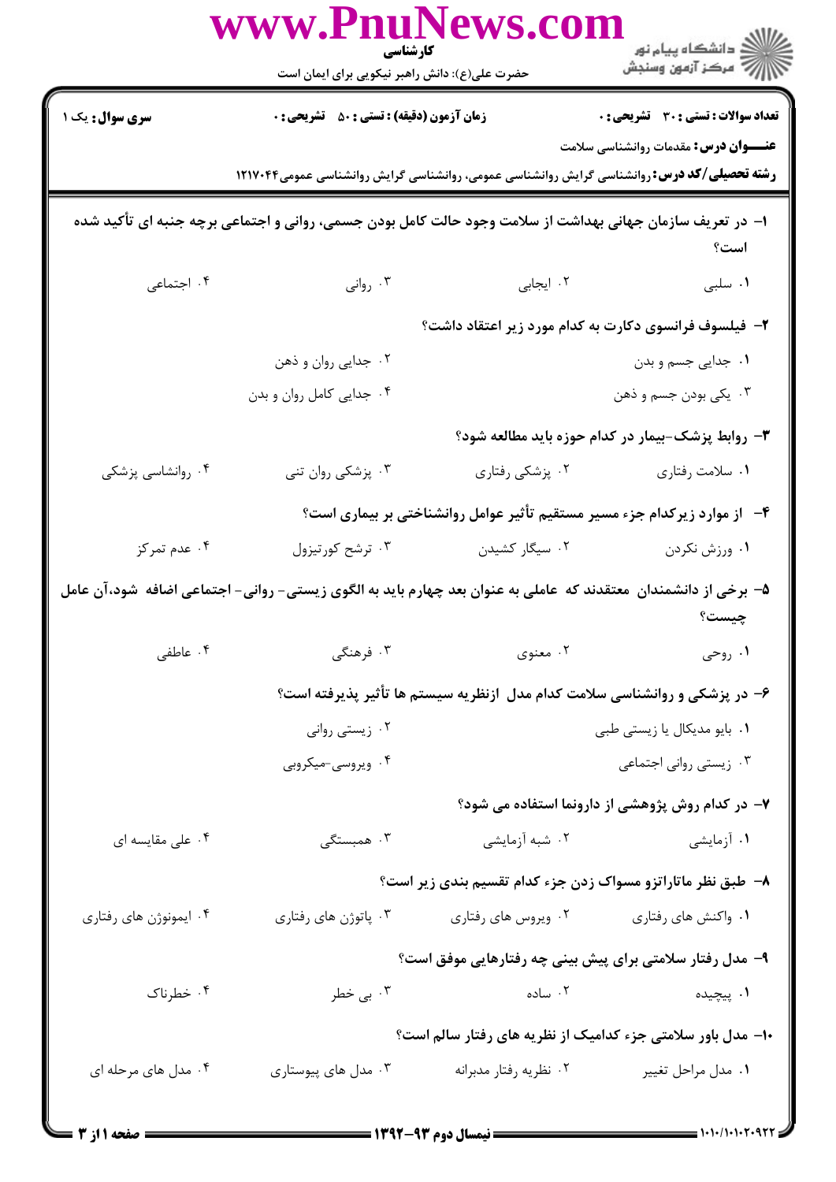**کارشناسی**

حضرت علی(ع): دانش راهبر نیکویی برای ایمان است

**سری سوال:** یک ۱

**زمان آزمون (دقیقه) : تستی : ۵۰ تشریحی : ۰**

**تعداد سوالات : تستی : ۳۰ تشریحی : ۰**

**عنـــوان درس:** مقدمات روانشناسی سلامت

**رشته تحصیلی/کد درس:** روانشناسی گرایش روانشناسی عمومی، روانشناسی گرایش روانشناسی عمومی۱۲۱۷۰۴۴

**۱- در تعریف سازمان جهانی بهداشت از سلامت وجود حالت کامل بودن جسمی، روانی و اجتماعی برچه جنبه ای تأکید شده است؟**

۱. سلبی ۲. ایجابی ۳. روانی ۴. اجتماعی

**۲- فیلسوف فرانسوی دکارت به کدام مورد زیر اعتقاد داشت؟**

۱. جدایی جسم و بدن ۲. جدایی روان و ذهن

۳. یکی بودن جسم و ذهن ۴. جدایی کامل روان و بدن

**۳- روابط پزشک-بیمار در کدام حوزه باید مطالعه شود؟**

۱. سلامت رفتاری ۲. پزشکی رفتاری ۳. پزشکی روان تنی ۴. روانشاسی پزشکی

**۴- از موارد زیرکدام جزء مسیر مستقیم تأثیر عوامل روانشناختی بر بیماری است؟**

۱. ورزش نکردن ۲. سیگار کشیدن ۳. ترشح کورتیزول ۴. عدم تمرکز

**۵- برخی از دانشمندان معتقدند که عاملی به عنوان بعد چهارم باید به الگوی زیستی- روانی- اجتماعی اضافه شود،آن عامل چیست؟**

۱. روحی ۲. معنوی ۳. فرهنگی ۴. عاطفی

**۶- در پزشکی و روانشناسی سلامت کدام مدل ازنظریه سیستم ها تأثیر پذیرفته است؟**

۱. بایو مدیکال یا زیستی طبی ۲. زیستی روانی

۳. زیستی روانی اجتماعی ۴. ویروسی-میکروبی

**۷- در کدام روش پژوهشی از دارونما استفاده می شود؟**

۱. آزمایشی ۲. شبه آزمایشی ۳. همبستگی ۴. علی مقایسه ای

**۸- طبق نظر ماتاراتزو مسواک زدن جزء کدام تقسیم بندی زیر است؟**

۱. واکنش های رفتاری ۲. ویروس های رفتاری ۳. پاتوژن های رفتاری ۴. ایمونوژن های رفتاری

**۹- مدل رفتار سلامتی برای پیش بینی چه رفتارهایی موفق است؟**

۱. پیچیده ۲. ساده ۳. بی خطر ۴. خطرناک

**۱۰- مدل باور سلامتی جزء کدامیک از نظریه های رفتار سالم است؟**

۱. مدل مراحل تغییر ۲. نظریه رفتار مدبرانه ۳. مدل های پیوستاری ۴. مدل های مرحله ای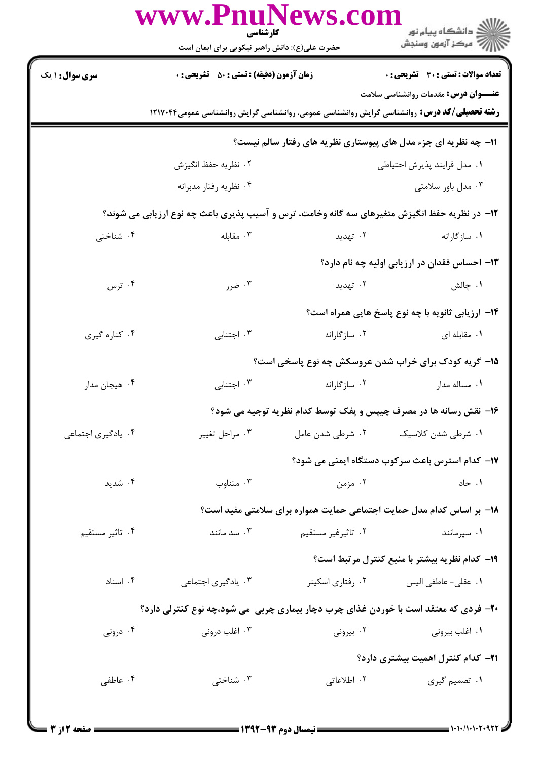**سری سوال:** ۱ یک

**زمان آزمون (دقیقه) : تستی : ۵۰ تشریحی : ۰**

**تعداد سوالات : تستی : ۳۰ تشریحی : ۰**

**عنـــوان درس:** مقدمات روانشناسی سلامت

**رشته تحصیلی/کد درس:** روانشناسی گرایش روانشناسی عمومی، روانشناسی گرایش روانشناسی عمومی۱۲۱۷۰۴۴

۱۱- چه نظریه ای جزء مدل های پیوستاری نظریه های رفتار سالم نیست؟

۱. مدل فرایند پذیرش احتیاطی
۲. نظریه حفظ انگیزش
۳. مدل باور سلامتی
۴. نظریه رفتار مدبرانه

۱۲- در نظریه حفظ انگیزش متغیرهای سه گانه وخامت، ترس و آسیب پذیری باعث چه نوع ارزیابی می شوند؟

۱. سازگارانه
۲. تهدید
۳. مقابله
۴. شناختی

۱۳- احساس فقدان در ارزیابی اولیه چه نام دارد؟

۱. چالش
۲. تهدید
۳. ضرر
۴. ترس

۱۴- ارزیابی ثانویه با چه نوع پاسخ هایی همراه است؟

۱. مقابله ای
۲. سازگارانه
۳. اجتنابی
۴. کناره گیری

۱۵- گریه کودک برای خراب شدن عروسکش چه نوع پاسخی است؟

۱. مساله مدار
۲. سازگارانه
۳. اجتنابی
۴. هیجان مدار

۱۶- نقش رسانه ها در مصرف چیپس و پفک توسط کدام نظریه توجیه می شود؟

۱. شرطی شدن کلاسیک
۲. شرطی شدن عامل
۳. مراحل تغییر
۴. یادگیری اجتماعی

۱۷- کدام استرس باعث سرکوب دستگاه ایمنی می شود؟

۱. حاد
۲. مزمن
۳. متناوب
۴. شدید

۱۸- بر اساس کدام مدل حمایت اجتماعی حمایت همواره برای سلامتی مفید است؟

۱. سپرمانند
۲. تاثیرغیر مستقیم
۳. سد مانند
۴. تاثیر مستقیم

۱۹- کدام نظریه بیشتر با منبع کنترل مرتبط است؟

۱. عقلی- عاطفی الیس
۲. رفتاری اسکینر
۳. یادگیری اجتماعی
۴. اسناد

۲۰- فردی که معتقد است با خوردن غذای چرب دچار بیماری چربی می شود،چه نوع کنترلی دارد؟

۱. اغلب بیرونی
۲. بیرونی
۳. اغلب درونی
۴. درونی

۲۱- کدام کنترل اهمیت بیشتری دارد؟

۱. تصمیم گیری
۲. اطلاعاتی
۳. شناختی
۴. عاطفی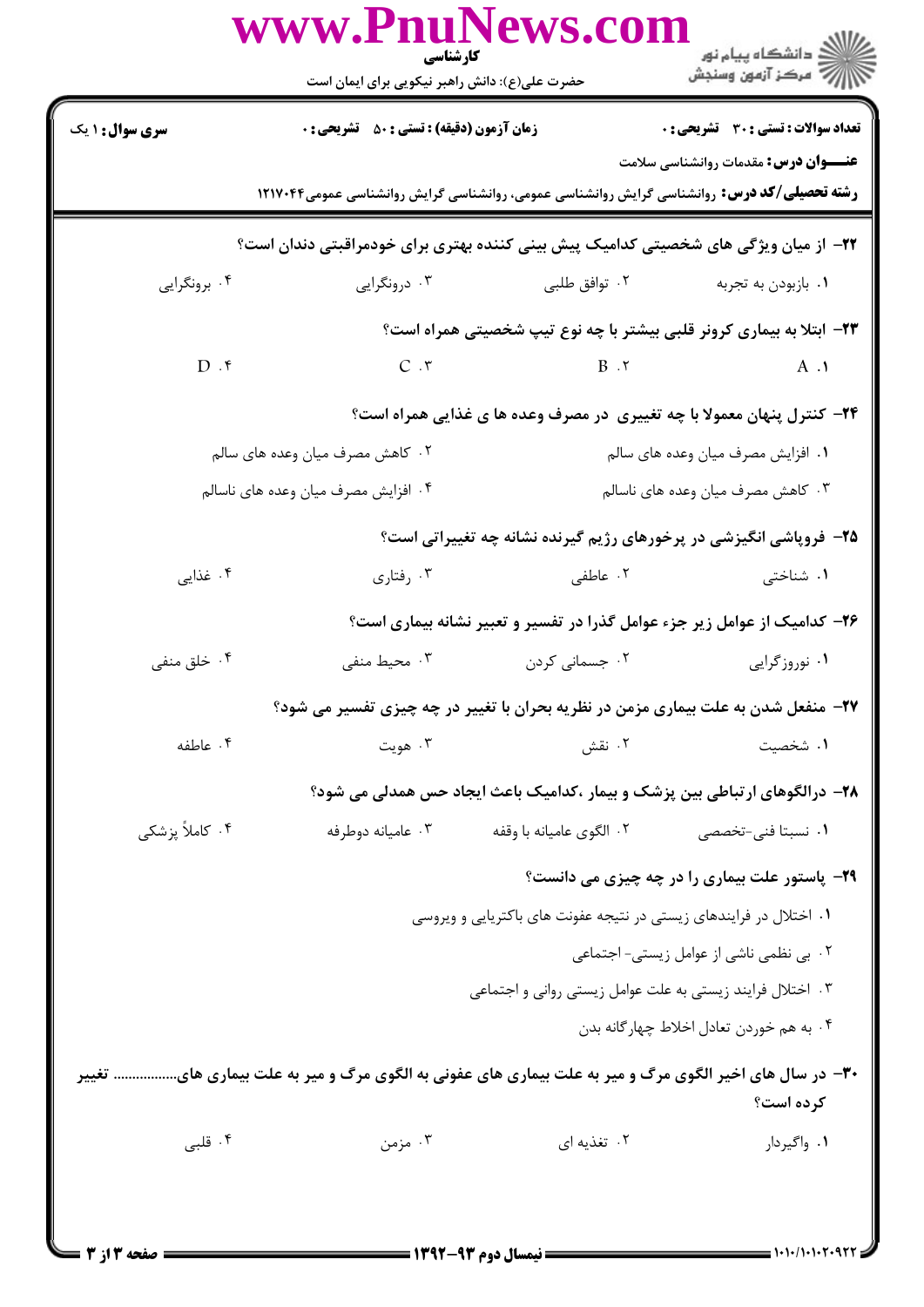**سری سوال:** ۱ یک

**زمان آزمون (دقیقه) : تستی :** ۵۰ **تشریحی :** ۰

**تعداد سوالات : تستی :** ۳۰ **تشریحی :** ۰

**عنـــوان درس:** مقدمات روانشناسی سلامت

**رشته تحصیلی/کد درس:** روانشناسی گرایش روانشناسی عمومی، روانشناسی گرایش روانشناسی عمومی۱۲۱۷۰۴۴

**۲۲- از میان ویژگی های شخصیتی کدامیک پیش بینی کننده بهتری برای خودمراقبتی دندان است؟**

۱. بازبودن به تجربه
۲. توافق طلبی
۳. درونگرایی
۴. برونگرایی

**۲۳- ابتلا به بیماری کرونر قلبی بیشتر با چه نوع تیپ شخصیتی همراه است؟**

۱. A
۲. B
۳. C
۴. D

**۲۴- کنترل پنهان معمولا با چه تغییری در مصرف وعده ها ی غذایی همراه است؟**

۱. افزایش مصرف میان وعده های سالم
۲. کاهش مصرف میان وعده های سالم
۳. کاهش مصرف میان وعده های ناسالم
۴. افزایش مصرف میان وعده های ناسالم

**۲۵- فروپاشی انگیزشی در پرخورهای رژیم گیرنده نشانه چه تغییراتی است؟**

۱. شناختی
۲. عاطفی
۳. رفتاری
۴. غذایی

**۲۶- کدامیک از عوامل زیر جزء عوامل گذرا در تفسیر و تعبیر نشانه بیماری است؟**

۱. نوروزگرایی
۲. جسمانی کردن
۳. محیط منفی
۴. خلق منفی

**۲۷- منفعل شدن به علت بیماری مزمن در نظریه بحران با تغییر در چه چیزی تفسیر می شود؟**

۱. شخصیت
۲. نقش
۳. هویت
۴. عاطفه

**۲۸- درالگوهای ارتباطی بین پزشک و بیمار ،کدامیک باعث ایجاد حس همدلی می شود؟**

۱. نسبتا فنی-تخصصی
۲. الگوی عامیانه با وقفه
۳. عامیانه دوطرفه
۴. کاملاً پزشکی

**۲۹- پاستور علت بیماری را در چه چیزی می دانست؟**

۱. اختلال در فرایندهای زیستی در نتیجه عفونت های باکتریایی و ویروسی
۲. بی نظمی ناشی از عوامل زیستی- اجتماعی
۳. اختلال فرایند زیستی به علت عوامل زیستی روانی و اجتماعی
۴. به هم خوردن تعادل اخلاط چهارگانه بدن

**۳۰- در سال های اخیر الگوی مرگ و میر به علت بیماری های عفونی به الگوی مرگ و میر به علت بیماری های................ تغییر کرده است؟**

۱. واگیردار
۲. تغذیه ای
۳. مزمن
۴. قلبی